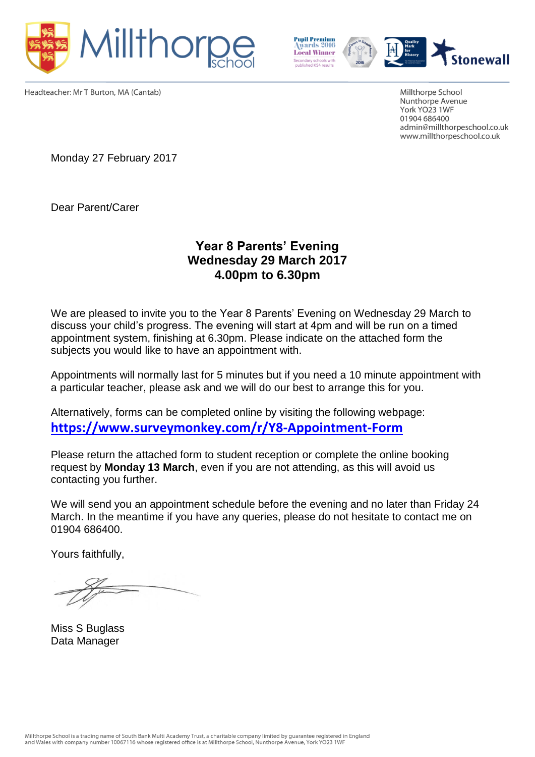Headteacher: Mr T Burton, MA (Cantab)

Millthorpe School
Nunthorpe Avenue
York YO23 1WF
01904 686400
admin@millthorpeschool.co.uk
www.millthorpeschool.co.uk

Monday 27 February 2017

Dear Parent/Carer

**Year 8 Parents' Evening**
**Wednesday 29 March 2017**
**4.00pm to 6.30pm**

We are pleased to invite you to the Year 8 Parents' Evening on Wednesday 29 March to discuss your child's progress. The evening will start at 4pm and will be run on a timed appointment system, finishing at 6.30pm. Please indicate on the attached form the subjects you would like to have an appointment with.

Appointments will normally last for 5 minutes but if you need a 10 minute appointment with a particular teacher, please ask and we will do our best to arrange this for you.

Alternatively, forms can be completed online by visiting the following webpage:
**https://www.surveymonkey.com/r/Y8-Appointment-Form**

Please return the attached form to student reception or complete the online booking request by **Monday 13 March**, even if you are not attending, as this will avoid us contacting you further.

We will send you an appointment schedule before the evening and no later than Friday 24 March. In the meantime if you have any queries, please do not hesitate to contact me on 01904 686400.

Yours faithfully,

Miss S Buglass
Data Manager

Millthorpe School is a trading name of South Bank Multi Academy Trust, a charitable company limited by guarantee registered in England and Wales with company number 10067116 whose registered office is at Millthorpe School, Nunthorpe Avenue, York YO23 1WF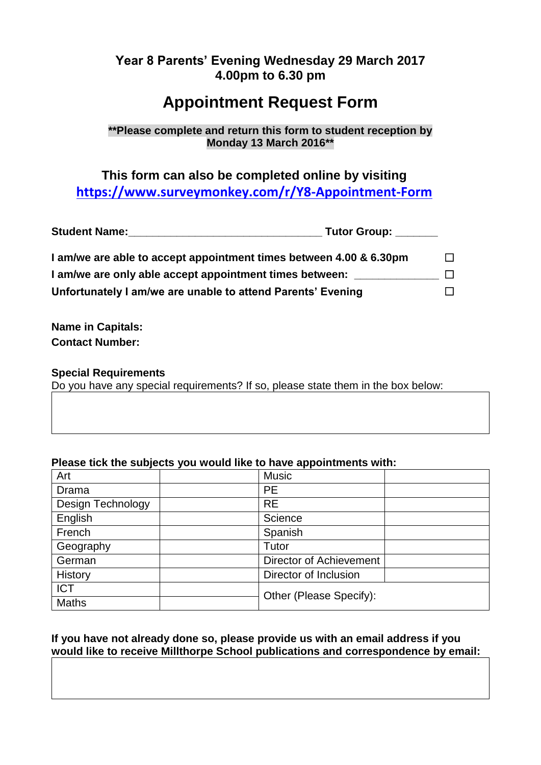**Year 8 Parents' Evening Wednesday 29 March 2017**
**4.00pm to 6.30 pm**

# Appointment Request Form

**\*\*Please complete and return this form to student reception by Monday 13 March 2016\*\***

**This form can also be completed online by visiting**
**https://www.surveymonkey.com/r/Y8-Appointment-Form**

**Student Name:**________________________________ **Tutor Group:** _______

**I am/we are able to accept appointment times between 4.00 & 6.30pm** ☐
**I am/we are only able accept appointment times between:** _____________ ☐
**Unfortunately I am/we are unable to attend Parents' Evening** ☐

**Name in Capitals:**
**Contact Number:**

**Special Requirements**
Do you have any special requirements? If so, please state them in the box below:

| |
|---|
| |

**Please tick the subjects you would like to have appointments with:**

| | | | |
|---|---|---|---|
| Art | | Music | |
| Drama | | PE | |
| Design Technology | | RE | |
| English | | Science | |
| French | | Spanish | |
| Geography | | Tutor | |
| German | | Director of Achievement | |
| History | | Director of Inclusion | |
| ICT | | Other (Please Specify): | |
| Maths | | | |

**If you have not already done so, please provide us with an email address if you would like to receive Millthorpe School publications and correspondence by email:**

| |
|---|
| |